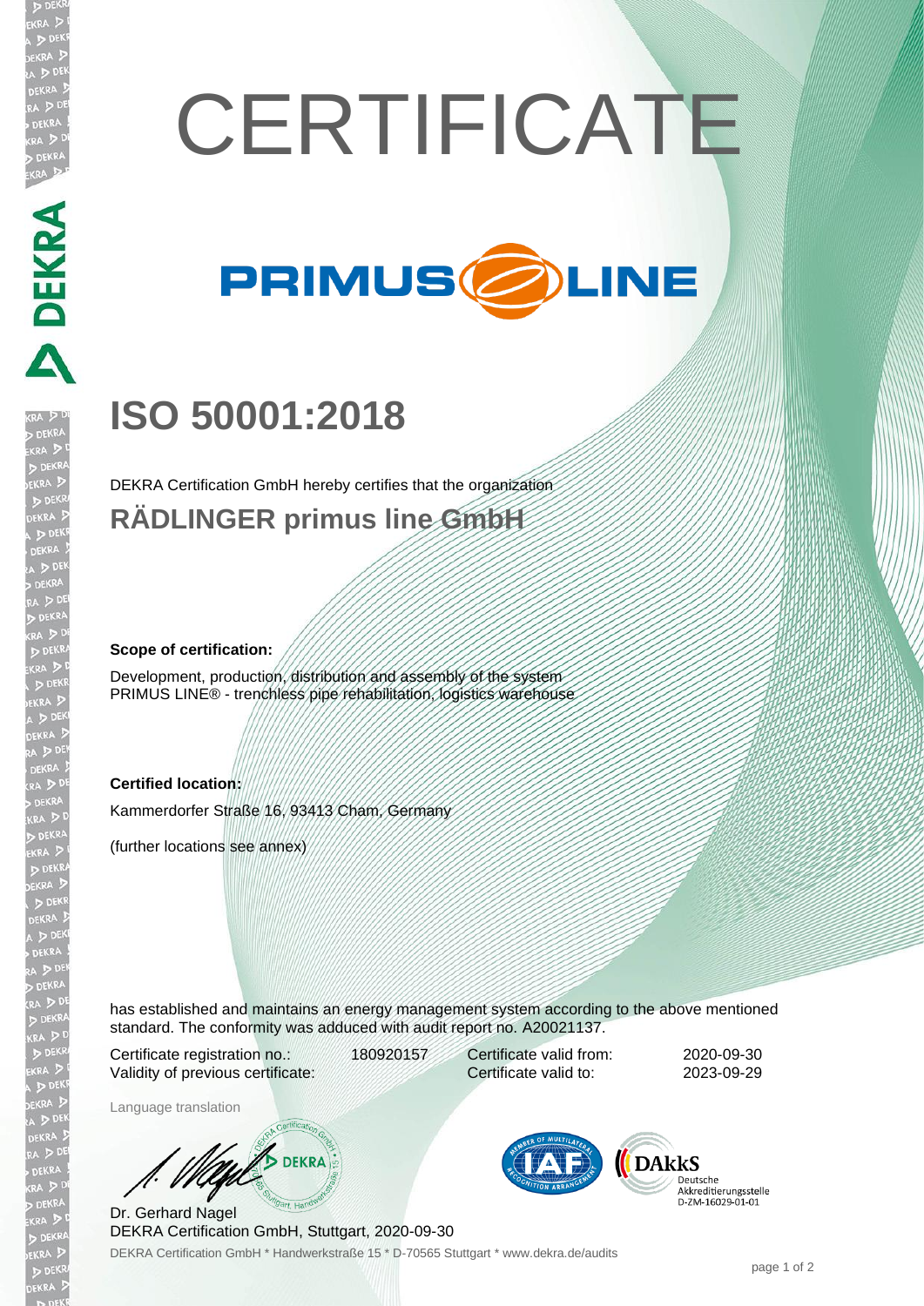# CERTIFICATE

PRIMUS LINE

## ISO 50001:2018

DEKRA Certification GmbH hereby certifies that the organization

### RÄDLINGER primus line GmbH

**Scope of certification:**

Development, production, distribution and assembly of the system PRIMUS LINE® - trenchless pipe rehabilitation, logistics warehouse

**Certified location:**

Kammerdorfer Straße 16, 93413 Cham, Germany

(further locations see annex)

has established and maintains an energy management system according to the above mentioned standard. The conformity was adduced with audit report no. A20021137.

| | | | |
|---|---|---|---|
| Certificate registration no.: | 180920157 | Certificate valid from: | 2020-09-30 |
| Validity of previous certificate: | | Certificate valid to: | 2023-09-29 |

Language translation

Dr. Gerhard Nagel
DEKRA Certification GmbH, Stuttgart, 2020-09-30

DEKRA Certification GmbH * Handwerkstraße 15 * D-70565 Stuttgart * www.dekra.de/audits

DAkkS Deutsche Akkreditierungsstelle D-ZM-16029-01-01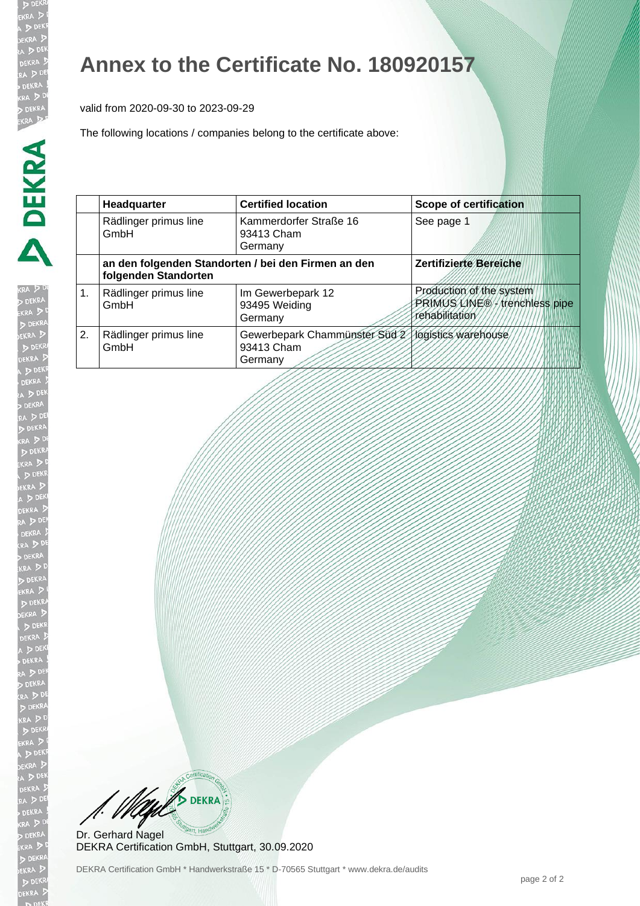# Annex to the Certificate No. 180920157

valid from 2020-09-30 to 2023-09-29

The following locations / companies belong to the certificate above:

| | Headquarter | Certified location | Scope of certification |
|---|---|---|---|
| | Rädlinger primus line GmbH | Kammerdorfer Straße 16<br>93413 Cham<br>Germany | See page 1 |
| | **an den folgenden Standorten / bei den Firmen an den folgenden Standorten** | | **Zertifizierte Bereiche** |
| 1. | Rädlinger primus line GmbH | Im Gewerbepark 12<br>93495 Weiding<br>Germany | Production of the system PRIMUS LINE® - trenchless pipe rehabilitation |
| 2. | Rädlinger primus line GmbH | Gewerbepark Chammünster Süd 2<br>93413 Cham<br>Germany | logistics warehouse |

Dr. Gerhard Nagel
DEKRA Certification GmbH, Stuttgart, 30.09.2020

DEKRA Certification GmbH * Handwerkstraße 15 * D-70565 Stuttgart * www.dekra.de/audits